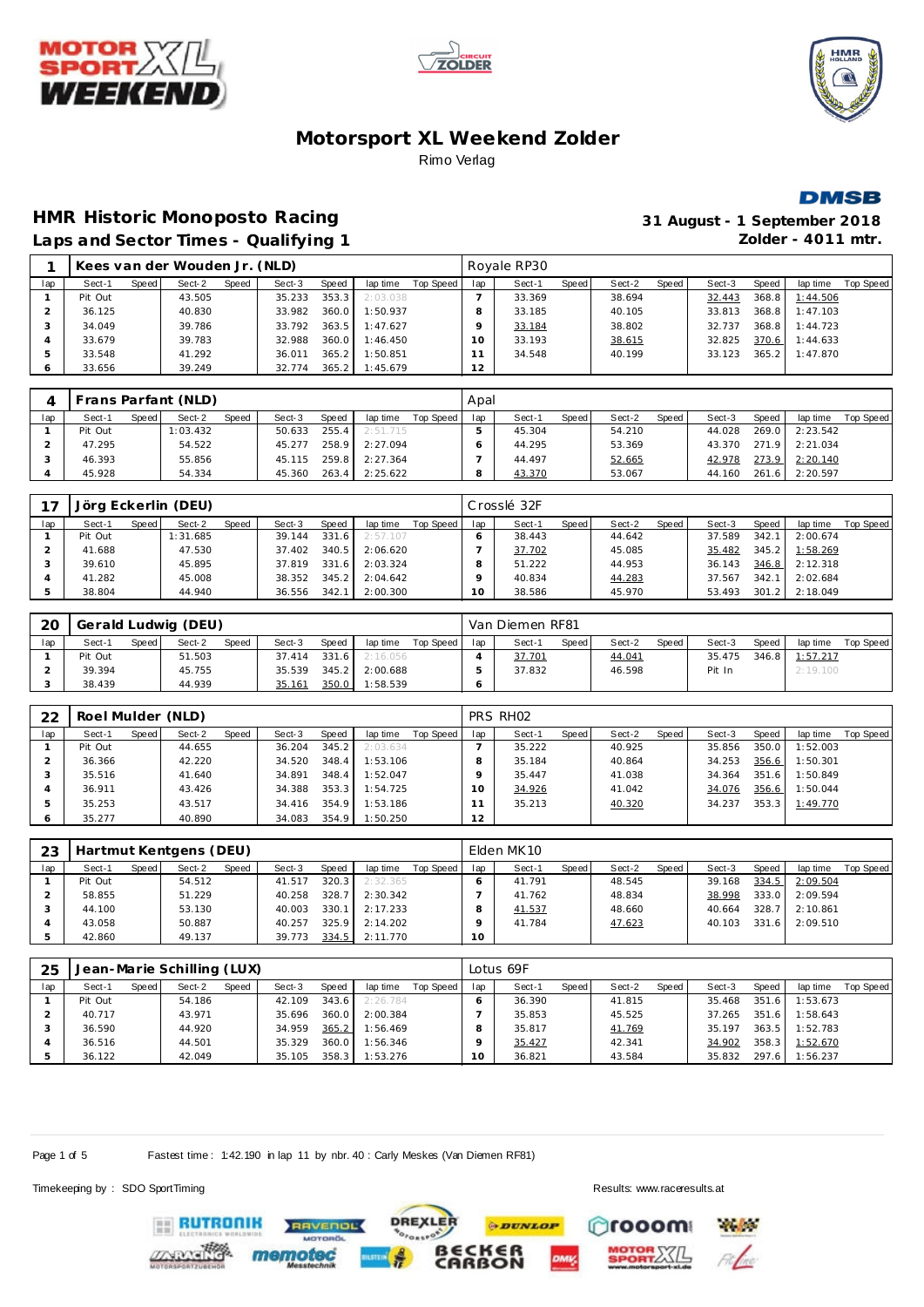# Motorsport XL Weekend Zolder

Rimo Verlag

## HMR Historic Monoposto Racing

### Laps and Sector Times - Qualifying 1

31 August - 1 September 2018

Zolder - 4011 mtr.

| 1 | Kees van der Wouden Jr. (NLD) | | | | | | | | Royale RP30 | | | | | | | | |
|---|---|---|---|---|---|---|---|---|---|---|---|---|---|---|---|---|---|
| lap | Sect-1 | Speed | Sect-2 | Speed | Sect-3 | Speed | lap time | Top Speed | lap | Sect-1 | Speed | Sect-2 | Speed | Sect-3 | Speed | lap time | Top Speed |
| 1 | Pit Out | | 43.505 | | 35.233 | 353.3 | 2:03.038 | | 7 | 33.369 | | 38.694 | | 32.443 | 368.8 | 1:44.506 | |
| 2 | 36.125 | | 40.830 | | 33.982 | 360.0 | 1:50.937 | | 8 | 33.185 | | 40.105 | | 33.813 | 368.8 | 1:47.103 | |
| 3 | 34.049 | | 39.786 | | 33.792 | 363.5 | 1:47.627 | | 9 | 33.184 | | 38.802 | | 32.737 | 368.8 | 1:44.723 | |
| 4 | 33.679 | | 39.783 | | 32.988 | 360.0 | 1:46.450 | | 10 | 33.193 | | 38.615 | | 32.825 | 370.6 | 1:44.633 | |
| 5 | 33.548 | | 41.292 | | 36.011 | 365.2 | 1:50.851 | | 11 | 34.548 | | 40.199 | | 33.123 | 365.2 | 1:47.870 | |
| 6 | 33.656 | | 39.249 | | 32.774 | 365.2 | 1:45.679 | | 12 | | | | | | | | |

| 4 | Frans Parfant (NLD) | | | | | | | | Apal | | | | | | | | |
|---|---|---|---|---|---|---|---|---|---|---|---|---|---|---|---|---|---|
| lap | Sect-1 | Speed | Sect-2 | Speed | Sect-3 | Speed | lap time | Top Speed | lap | Sect-1 | Speed | Sect-2 | Speed | Sect-3 | Speed | lap time | Top Speed |
| 1 | Pit Out | | 1:03.432 | | 50.633 | 255.4 | 2:51.715 | | 5 | 45.304 | | 54.210 | | 44.028 | 269.0 | 2:23.542 | |
| 2 | 47.295 | | 54.522 | | 45.277 | 258.9 | 2:27.094 | | 6 | 44.295 | | 53.369 | | 43.370 | 271.9 | 2:21.034 | |
| 3 | 46.393 | | 55.856 | | 45.115 | 259.8 | 2:27.364 | | 7 | 44.497 | | 52.665 | | 42.978 | 273.9 | 2:20.140 | |
| 4 | 45.928 | | 54.334 | | 45.360 | 263.4 | 2:25.622 | | 8 | 43.370 | | 53.067 | | 44.160 | 261.6 | 2:20.597 | |

| 17 | Jörg Eckerlin (DEU) | | | | | | | | Crosslé 32F | | | | | | | | |
|---|---|---|---|---|---|---|---|---|---|---|---|---|---|---|---|---|---|
| lap | Sect-1 | Speed | Sect-2 | Speed | Sect-3 | Speed | lap time | Top Speed | lap | Sect-1 | Speed | Sect-2 | Speed | Sect-3 | Speed | lap time | Top Speed |
| 1 | Pit Out | | 1:31.685 | | 39.144 | 331.6 | 2:57.107 | | 6 | 38.443 | | 44.642 | | 37.589 | 342.1 | 2:00.674 | |
| 2 | 41.688 | | 47.530 | | 37.402 | 340.5 | 2:06.620 | | 7 | 37.702 | | 45.085 | | 35.482 | 345.2 | 1:58.269 | |
| 3 | 39.610 | | 45.895 | | 37.819 | 331.6 | 2:03.324 | | 8 | 51.222 | | 44.953 | | 36.143 | 346.8 | 2:12.318 | |
| 4 | 41.282 | | 45.008 | | 38.352 | 345.2 | 2:04.642 | | 9 | 40.834 | | 44.283 | | 37.567 | 342.1 | 2:02.684 | |
| 5 | 38.804 | | 44.940 | | 36.556 | 342.1 | 2:00.300 | | 10 | 38.586 | | 45.970 | | 53.493 | 301.2 | 2:18.049 | |

| 20 | Gerald Ludwig (DEU) | | | | | | | | Van Diemen RF81 | | | | | | | | |
|---|---|---|---|---|---|---|---|---|---|---|---|---|---|---|---|---|---|
| lap | Sect-1 | Speed | Sect-2 | Speed | Sect-3 | Speed | lap time | Top Speed | lap | Sect-1 | Speed | Sect-2 | Speed | Sect-3 | Speed | lap time | Top Speed |
| 1 | Pit Out | | 51.503 | | 37.414 | 331.6 | 2:16.056 | | 4 | 37.701 | | 44.041 | | 35.475 | 346.8 | 1:57.217 | |
| 2 | 39.394 | | 45.755 | | 35.539 | 345.2 | 2:00.688 | | 5 | 37.832 | | 46.598 | | Pit In | | 2:19.100 | |
| 3 | 38.439 | | 44.939 | | 35.161 | 350.0 | 1:58.539 | | 6 | | | | | | | | |

| 22 | Roel Mulder (NLD) | | | | | | | | PRS RH02 | | | | | | | | |
|---|---|---|---|---|---|---|---|---|---|---|---|---|---|---|---|---|---|
| lap | Sect-1 | Speed | Sect-2 | Speed | Sect-3 | Speed | lap time | Top Speed | lap | Sect-1 | Speed | Sect-2 | Speed | Sect-3 | Speed | lap time | Top Speed |
| 1 | Pit Out | | 44.655 | | 36.204 | 345.2 | 2:03.634 | | 7 | 35.222 | | 40.925 | | 35.856 | 350.0 | 1:52.003 | |
| 2 | 36.366 | | 42.220 | | 34.520 | 348.4 | 1:53.106 | | 8 | 35.184 | | 40.864 | | 34.253 | 356.6 | 1:50.301 | |
| 3 | 35.516 | | 41.640 | | 34.891 | 348.4 | 1:52.047 | | 9 | 35.447 | | 41.038 | | 34.364 | 351.6 | 1:50.849 | |
| 4 | 36.911 | | 43.426 | | 34.388 | 353.3 | 1:54.725 | | 10 | 34.926 | | 41.042 | | 34.076 | 356.6 | 1:50.044 | |
| 5 | 35.253 | | 43.517 | | 34.416 | 354.9 | 1:53.186 | | 11 | 35.213 | | 40.320 | | 34.237 | 353.3 | 1:49.770 | |
| 6 | 35.277 | | 40.890 | | 34.083 | 354.9 | 1:50.250 | | 12 | | | | | | | | |

| 23 | Hartmut Kentgens (DEU) | | | | | | | | Elden MK10 | | | | | | | | |
|---|---|---|---|---|---|---|---|---|---|---|---|---|---|---|---|---|---|
| lap | Sect-1 | Speed | Sect-2 | Speed | Sect-3 | Speed | lap time | Top Speed | lap | Sect-1 | Speed | Sect-2 | Speed | Sect-3 | Speed | lap time | Top Speed |
| 1 | Pit Out | | 54.512 | | 41.517 | 320.3 | 2:32.365 | | 6 | 41.791 | | 48.545 | | 39.168 | 334.5 | 2:09.504 | |
| 2 | 58.855 | | 51.229 | | 40.258 | 328.7 | 2:30.342 | | 7 | 41.762 | | 48.834 | | 38.998 | 333.0 | 2:09.594 | |
| 3 | 44.100 | | 53.130 | | 40.003 | 330.1 | 2:17.233 | | 8 | 41.537 | | 48.660 | | 40.664 | 328.7 | 2:10.861 | |
| 4 | 43.058 | | 50.887 | | 40.257 | 325.9 | 2:14.202 | | 9 | 41.784 | | 47.623 | | 40.103 | 331.6 | 2:09.510 | |
| 5 | 42.860 | | 49.137 | | 39.773 | 334.5 | 2:11.770 | | 10 | | | | | | | | |

| 25 | Jean-Marie Schilling (LUX) | | | | | | | | Lotus 69F | | | | | | | | |
|---|---|---|---|---|---|---|---|---|---|---|---|---|---|---|---|---|---|
| lap | Sect-1 | Speed | Sect-2 | Speed | Sect-3 | Speed | lap time | Top Speed | lap | Sect-1 | Speed | Sect-2 | Speed | Sect-3 | Speed | lap time | Top Speed |
| 1 | Pit Out | | 54.186 | | 42.109 | 343.6 | 2:26.784 | | 6 | 36.390 | | 41.815 | | 35.468 | 351.6 | 1:53.673 | |
| 2 | 40.717 | | 43.971 | | 35.696 | 360.0 | 2:00.384 | | 7 | 35.853 | | 45.525 | | 37.265 | 351.6 | 1:58.643 | |
| 3 | 36.590 | | 44.920 | | 34.959 | 365.2 | 1:56.469 | | 8 | 35.817 | | 41.769 | | 35.197 | 363.5 | 1:52.783 | |
| 4 | 36.516 | | 44.501 | | 35.329 | 360.0 | 1:56.346 | | 9 | 35.427 | | 42.341 | | 34.902 | 358.3 | 1:52.670 | |
| 5 | 36.122 | | 42.049 | | 35.105 | 358.3 | 1:53.276 | | 10 | 36.821 | | 43.584 | | 35.832 | 297.6 | 1:56.237 | |

Fastest time : 1:42.190 in lap 11 by nbr. 40 : Carly Meskes (Van Diemen RF81)

Timekeeping by : SDO SportTiming

Results: www.raceresults.at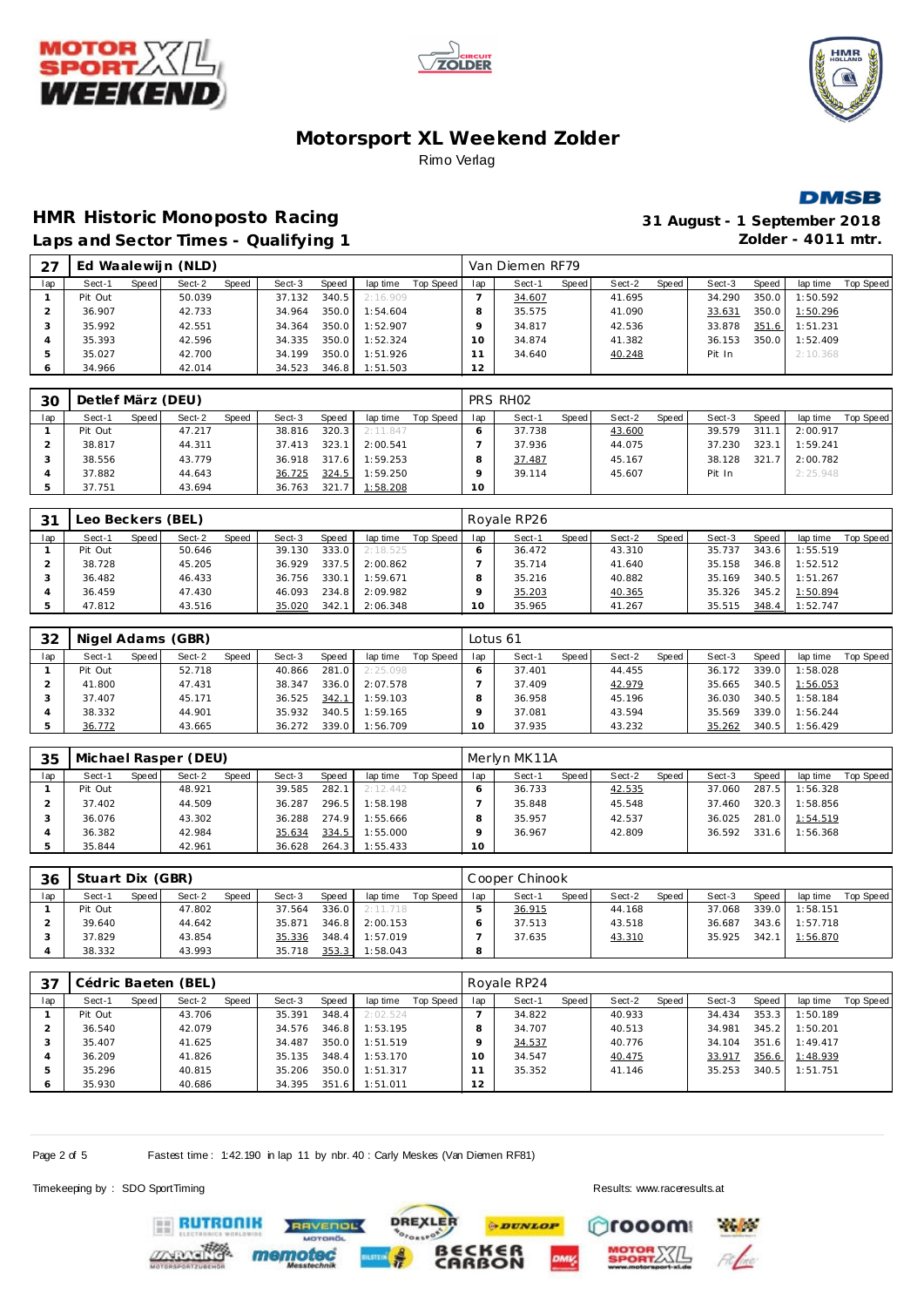# Motorsport XL Weekend Zolder

Rimo Verlag

## HMR Historic Monoposto Racing

**Laps and Sector Times - Qualifying 1**

**31 August - 1 September 2018**
**Zolder - 4011 mtr.**

| 27 | Ed Waalewijn (NLD) | | | | | | | | | Van Diemen RF79 | | | | | | | | |
|---|---|---|---|---|---|---|---|---|---|---|---|---|---|---|---|---|---|---|
| lap | Sect-1 | Speed | Sect-2 | Speed | Sect-3 | Speed | lap time | Top Speed | lap | Sect-1 | Speed | Sect-2 | Speed | Sect-3 | Speed | lap time | Top Speed |
| 1 | Pit Out | | 50.039 | | 37.132 | 340.5 | 2:16.909 | | 7 | 34.607 | | 41.695 | | 34.290 | 350.0 | 1:50.592 | |
| 2 | 36.907 | | 42.733 | | 34.964 | 350.0 | 1:54.604 | | 8 | 35.575 | | 41.090 | | 33.631 | 350.0 | 1:50.296 | |
| 3 | 35.992 | | 42.551 | | 34.364 | 350.0 | 1:52.907 | | 9 | 34.817 | | 42.536 | | 33.878 | 351.6 | 1:51.231 | |
| 4 | 35.393 | | 42.596 | | 34.335 | 350.0 | 1:52.324 | | 10 | 34.874 | | 41.382 | | 36.153 | 350.0 | 1:52.409 | |
| 5 | 35.027 | | 42.700 | | 34.199 | 350.0 | 1:51.926 | | 11 | 34.640 | | 40.248 | | Pit In | | 2:10.368 | |
| 6 | 34.966 | | 42.014 | | 34.523 | 346.8 | 1:51.503 | | 12 | | | | | | | | |

| 30 | Detlef März (DEU) | | | | | | | | | PRS RH02 | | | | | | | | |
|---|---|---|---|---|---|---|---|---|---|---|---|---|---|---|---|---|---|---|
| lap | Sect-1 | Speed | Sect-2 | Speed | Sect-3 | Speed | lap time | Top Speed | lap | Sect-1 | Speed | Sect-2 | Speed | Sect-3 | Speed | lap time | Top Speed |
| 1 | Pit Out | | 47.217 | | 38.816 | 320.3 | 2:11.847 | | 6 | 37.738 | | 43.600 | | 39.579 | 311.1 | 2:00.917 | |
| 2 | 38.817 | | 44.311 | | 37.413 | 323.1 | 2:00.541 | | 7 | 37.936 | | 44.075 | | 37.230 | 323.1 | 1:59.241 | |
| 3 | 38.556 | | 43.779 | | 36.918 | 317.6 | 1:59.253 | | 8 | 37.487 | | 45.167 | | 38.128 | 321.7 | 2:00.782 | |
| 4 | 37.882 | | 44.643 | | 36.725 | 324.5 | 1:59.250 | | 9 | 39.114 | | 45.607 | | Pit In | | 2:25.948 | |
| 5 | 37.751 | | 43.694 | | 36.763 | 321.7 | 1:58.208 | | 10 | | | | | | | | |

| 31 | Leo Beckers (BEL) | | | | | | | | | Royale RP26 | | | | | | | | |
|---|---|---|---|---|---|---|---|---|---|---|---|---|---|---|---|---|---|---|
| lap | Sect-1 | Speed | Sect-2 | Speed | Sect-3 | Speed | lap time | Top Speed | lap | Sect-1 | Speed | Sect-2 | Speed | Sect-3 | Speed | lap time | Top Speed |
| 1 | Pit Out | | 50.646 | | 39.130 | 333.0 | 2:18.525 | | 6 | 36.472 | | 43.310 | | 35.737 | 343.6 | 1:55.519 | |
| 2 | 38.728 | | 45.205 | | 36.929 | 337.5 | 2:00.862 | | 7 | 35.714 | | 41.640 | | 35.158 | 346.8 | 1:52.512 | |
| 3 | 36.482 | | 46.433 | | 36.756 | 330.1 | 1:59.671 | | 8 | 35.216 | | 40.882 | | 35.169 | 340.5 | 1:51.267 | |
| 4 | 36.459 | | 47.430 | | 46.093 | 234.8 | 2:09.982 | | 9 | 35.203 | | 40.365 | | 35.326 | 345.2 | 1:50.894 | |
| 5 | 47.812 | | 43.516 | | 35.020 | 342.1 | 2:06.348 | | 10 | 35.965 | | 41.267 | | 35.515 | 348.4 | 1:52.747 | |

| 32 | Nigel Adams (GBR) | | | | | | | | | Lotus 61 | | | | | | | | |
|---|---|---|---|---|---|---|---|---|---|---|---|---|---|---|---|---|---|---|
| lap | Sect-1 | Speed | Sect-2 | Speed | Sect-3 | Speed | lap time | Top Speed | lap | Sect-1 | Speed | Sect-2 | Speed | Sect-3 | Speed | lap time | Top Speed |
| 1 | Pit Out | | 52.718 | | 40.866 | 281.0 | 2:25.098 | | 6 | 37.401 | | 44.455 | | 36.172 | 339.0 | 1:58.028 | |
| 2 | 41.800 | | 47.431 | | 38.347 | 336.0 | 2:07.578 | | 7 | 37.409 | | 42.979 | | 35.665 | 340.5 | 1:56.053 | |
| 3 | 37.407 | | 45.171 | | 36.525 | 342.1 | 1:59.103 | | 8 | 36.958 | | 45.196 | | 36.030 | 340.5 | 1:58.184 | |
| 4 | 38.332 | | 44.901 | | 35.932 | 340.5 | 1:59.165 | | 9 | 37.081 | | 43.594 | | 35.569 | 339.0 | 1:56.244 | |
| 5 | 36.772 | | 43.665 | | 36.272 | 339.0 | 1:56.709 | | 10 | 37.935 | | 43.232 | | 35.262 | 340.5 | 1:56.429 | |

| 35 | Michael Rasper (DEU) | | | | | | | | | Merlyn MK11A | | | | | | | | |
|---|---|---|---|---|---|---|---|---|---|---|---|---|---|---|---|---|---|---|
| lap | Sect-1 | Speed | Sect-2 | Speed | Sect-3 | Speed | lap time | Top Speed | lap | Sect-1 | Speed | Sect-2 | Speed | Sect-3 | Speed | lap time | Top Speed |
| 1 | Pit Out | | 48.921 | | 39.585 | 282.1 | 2:12.442 | | 6 | 36.733 | | 42.535 | | 37.060 | 287.5 | 1:56.328 | |
| 2 | 37.402 | | 44.509 | | 36.287 | 296.5 | 1:58.198 | | 7 | 35.848 | | 45.548 | | 37.460 | 320.3 | 1:58.856 | |
| 3 | 36.076 | | 43.302 | | 36.288 | 274.9 | 1:55.666 | | 8 | 35.957 | | 42.537 | | 36.025 | 281.0 | 1:54.519 | |
| 4 | 36.382 | | 42.984 | | 35.634 | 334.5 | 1:55.000 | | 9 | 36.967 | | 42.809 | | 36.592 | 331.6 | 1:56.368 | |
| 5 | 35.844 | | 42.961 | | 36.628 | 264.3 | 1:55.433 | | 10 | | | | | | | | |

| 36 | Stuart Dix (GBR) | | | | | | | | | Cooper Chinook | | | | | | | | |
|---|---|---|---|---|---|---|---|---|---|---|---|---|---|---|---|---|---|---|
| lap | Sect-1 | Speed | Sect-2 | Speed | Sect-3 | Speed | lap time | Top Speed | lap | Sect-1 | Speed | Sect-2 | Speed | Sect-3 | Speed | lap time | Top Speed |
| 1 | Pit Out | | 47.802 | | 37.564 | 336.0 | 2:11.718 | | 5 | 36.915 | | 44.168 | | 37.068 | 339.0 | 1:58.151 | |
| 2 | 39.640 | | 44.642 | | 35.871 | 346.8 | 2:00.153 | | 6 | 37.513 | | 43.518 | | 36.687 | 343.6 | 1:57.718 | |
| 3 | 37.829 | | 43.854 | | 35.336 | 348.4 | 1:57.019 | | 7 | 37.635 | | 43.310 | | 35.925 | 342.1 | 1:56.870 | |
| 4 | 38.332 | | 43.993 | | 35.718 | 353.3 | 1:58.043 | | 8 | | | | | | | | |

| 37 | Cédric Baeten (BEL) | | | | | | | | | Royale RP24 | | | | | | | | |
|---|---|---|---|---|---|---|---|---|---|---|---|---|---|---|---|---|---|---|
| lap | Sect-1 | Speed | Sect-2 | Speed | Sect-3 | Speed | lap time | Top Speed | lap | Sect-1 | Speed | Sect-2 | Speed | Sect-3 | Speed | lap time | Top Speed |
| 1 | Pit Out | | 43.706 | | 35.391 | 348.4 | 2:02.524 | | 7 | 34.822 | | 40.933 | | 34.434 | 353.3 | 1:50.189 | |
| 2 | 36.540 | | 42.079 | | 34.576 | 346.8 | 1:53.195 | | 8 | 34.707 | | 40.513 | | 34.981 | 345.2 | 1:50.201 | |
| 3 | 35.407 | | 41.625 | | 34.487 | 350.0 | 1:51.519 | | 9 | 34.537 | | 40.776 | | 34.104 | 351.6 | 1:49.417 | |
| 4 | 36.209 | | 41.826 | | 35.135 | 348.4 | 1:53.170 | | 10 | 34.547 | | 40.475 | | 33.917 | 356.6 | 1:48.939 | |
| 5 | 35.296 | | 40.815 | | 35.206 | 350.0 | 1:51.317 | | 11 | 35.352 | | 41.146 | | 35.253 | 340.5 | 1:51.751 | |
| 6 | 35.930 | | 40.686 | | 34.395 | 351.6 | 1:51.011 | | 12 | | | | | | | | |

Fastest time : 1:42.190 in lap 11 by nbr. 40 : Carly Meskes (Van Diemen RF81)

Timekeeping by : SDO SportTiming

Results: www.raceresults.at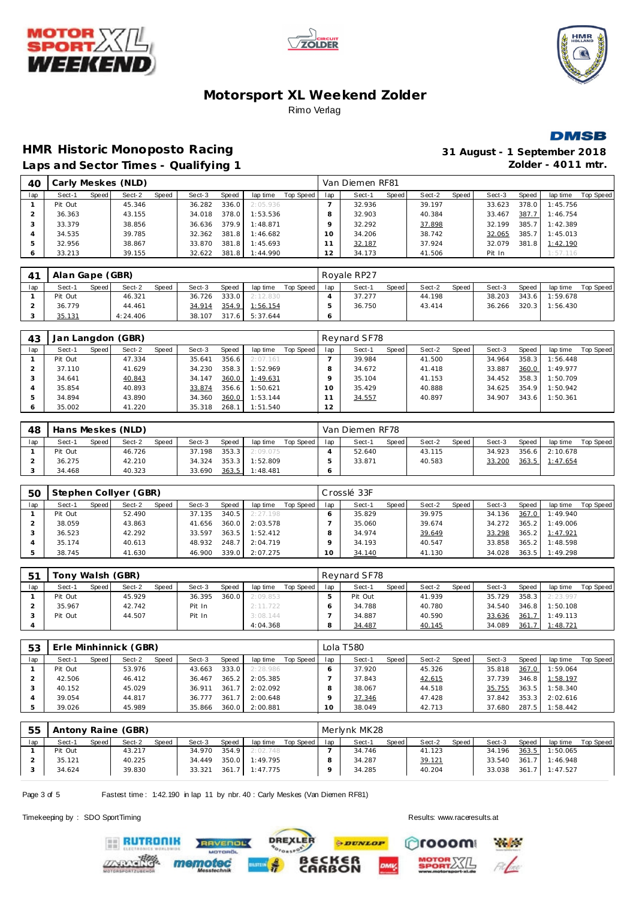# Motorsport XL Weekend Zolder

Rimo Verlag

## HMR Historic Monoposto Racing

**Laps and Sector Times - Qualifying 1**

**31 August - 1 September 2018**
**Zolder - 4011 mtr.**

### 40 Carly Meskes (NLD) — Van Diemen RF81

| lap | Sect-1 | Speed | Sect-2 | Speed | Sect-3 | Speed | lap time | Top Speed | lap | Sect-1 | Speed | Sect-2 | Speed | Sect-3 | Speed | lap time | Top Speed |
|---|---|---|---|---|---|---|---|---|---|---|---|---|---|---|---|---|---|
| 1 | Pit Out | | 45.346 | | 36.282 | 336.0 | 2:05.936 | | 7 | 32.936 | | 39.197 | | 33.623 | 378.0 | 1:45.756 | |
| 2 | 36.363 | | 43.155 | | 34.018 | 378.0 | 1:53.536 | | 8 | 32.903 | | 40.384 | | 33.467 | 387.7 | 1:46.754 | |
| 3 | 33.379 | | 38.856 | | 36.636 | 379.9 | 1:48.871 | | 9 | 32.292 | | 37.898 | | 32.199 | 385.7 | 1:42.389 | |
| 4 | 34.535 | | 39.785 | | 32.362 | 381.8 | 1:46.682 | | 10 | 34.206 | | 38.742 | | 32.065 | 385.7 | 1:45.013 | |
| 5 | 32.956 | | 38.867 | | 33.870 | 381.8 | 1:45.693 | | 11 | 32.187 | | 37.924 | | 32.079 | 381.8 | 1:42.190 | |
| 6 | 33.213 | | 39.155 | | 32.622 | 381.8 | 1:44.990 | | 12 | 34.173 | | 41.506 | | Pit In | | 1:57.116 | |

### 41 Alan Gape (GBR) — Royale RP27

| lap | Sect-1 | Speed | Sect-2 | Speed | Sect-3 | Speed | lap time | Top Speed | lap | Sect-1 | Speed | Sect-2 | Speed | Sect-3 | Speed | lap time | Top Speed |
|---|---|---|---|---|---|---|---|---|---|---|---|---|---|---|---|---|---|
| 1 | Pit Out | | 46.321 | | 36.726 | 333.0 | 2:12.830 | | 4 | 37.277 | | 44.198 | | 38.203 | 343.6 | 1:59.678 | |
| 2 | 36.779 | | 44.461 | | 34.914 | 354.9 | 1:56.154 | | 5 | 36.750 | | 43.414 | | 36.266 | 320.3 | 1:56.430 | |
| 3 | 35.131 | | 4:24.406 | | 38.107 | 317.6 | 5:37.644 | | 6 | | | | | | | | |

### 43 Jan Langdon (GBR) — Reynard SF78

| lap | Sect-1 | Speed | Sect-2 | Speed | Sect-3 | Speed | lap time | Top Speed | lap | Sect-1 | Speed | Sect-2 | Speed | Sect-3 | Speed | lap time | Top Speed |
|---|---|---|---|---|---|---|---|---|---|---|---|---|---|---|---|---|---|
| 1 | Pit Out | | 47.334 | | 35.641 | 356.6 | 2:07.161 | | 7 | 39.984 | | 41.500 | | 34.964 | 358.3 | 1:56.448 | |
| 2 | 37.110 | | 41.629 | | 34.230 | 358.3 | 1:52.969 | | 8 | 34.672 | | 41.418 | | 33.887 | 360.0 | 1:49.977 | |
| 3 | 34.641 | | 40.843 | | 34.147 | 360.0 | 1:49.631 | | 9 | 35.104 | | 41.153 | | 34.452 | 358.3 | 1:50.709 | |
| 4 | 35.854 | | 40.893 | | 33.874 | 356.6 | 1:50.621 | | 10 | 35.429 | | 40.888 | | 34.625 | 354.9 | 1:50.942 | |
| 5 | 34.894 | | 43.890 | | 34.360 | 360.0 | 1:53.144 | | 11 | 34.557 | | 40.897 | | 34.907 | 343.6 | 1:50.361 | |
| 6 | 35.002 | | 41.220 | | 35.318 | 268.1 | 1:51.540 | | 12 | | | | | | | | |

### 48 Hans Meskes (NLD) — Van Diemen RF78

| lap | Sect-1 | Speed | Sect-2 | Speed | Sect-3 | Speed | lap time | Top Speed | lap | Sect-1 | Speed | Sect-2 | Speed | Sect-3 | Speed | lap time | Top Speed |
|---|---|---|---|---|---|---|---|---|---|---|---|---|---|---|---|---|---|
| 1 | Pit Out | | 46.726 | | 37.198 | 353.3 | 2:09.075 | | 4 | 52.640 | | 43.115 | | 34.923 | 356.6 | 2:10.678 | |
| 2 | 36.275 | | 42.210 | | 34.324 | 353.3 | 1:52.809 | | 5 | 33.871 | | 40.583 | | 33.200 | 363.5 | 1:47.654 | |
| 3 | 34.468 | | 40.323 | | 33.690 | 363.5 | 1:48.481 | | 6 | | | | | | | | |

### 50 Stephen Collyer (GBR) — Crosslé 33F

| lap | Sect-1 | Speed | Sect-2 | Speed | Sect-3 | Speed | lap time | Top Speed | lap | Sect-1 | Speed | Sect-2 | Speed | Sect-3 | Speed | lap time | Top Speed |
|---|---|---|---|---|---|---|---|---|---|---|---|---|---|---|---|---|---|
| 1 | Pit Out | | 52.490 | | 37.135 | 340.5 | 2:27.198 | | 6 | 35.829 | | 39.975 | | 34.136 | 367.0 | 1:49.940 | |
| 2 | 38.059 | | 43.863 | | 41.656 | 360.0 | 2:03.578 | | 7 | 35.060 | | 39.674 | | 34.272 | 365.2 | 1:49.006 | |
| 3 | 36.523 | | 42.292 | | 33.597 | 363.5 | 1:52.412 | | 8 | 34.974 | | 39.649 | | 33.298 | 365.2 | 1:47.921 | |
| 4 | 35.174 | | 40.613 | | 48.932 | 248.7 | 2:04.719 | | 9 | 34.193 | | 40.547 | | 33.858 | 365.2 | 1:48.598 | |
| 5 | 38.745 | | 41.630 | | 46.900 | 339.0 | 2:07.275 | | 10 | 34.140 | | 41.130 | | 34.028 | 363.5 | 1:49.298 | |

### 51 Tony Walsh (GBR) — Reynard SF78

| lap | Sect-1 | Speed | Sect-2 | Speed | Sect-3 | Speed | lap time | Top Speed | lap | Sect-1 | Speed | Sect-2 | Speed | Sect-3 | Speed | lap time | Top Speed |
|---|---|---|---|---|---|---|---|---|---|---|---|---|---|---|---|---|---|
| 1 | Pit Out | | 45.929 | | 36.395 | 360.0 | 2:09.853 | | 5 | Pit Out | | 41.939 | | 35.729 | 358.3 | 2:23.997 | |
| 2 | 35.967 | | 42.742 | | Pit In | | 2:11.722 | | 6 | 34.788 | | 40.780 | | 34.540 | 346.8 | 1:50.108 | |
| 3 | Pit Out | | 44.507 | | Pit In | | 3:08.144 | | 7 | 34.887 | | 40.590 | | 33.636 | 361.7 | 1:49.113 | |
| 4 | | | | | | | 4:04.368 | | 8 | 34.487 | | 40.145 | | 34.089 | 361.7 | 1:48.721 | |

### 53 Erle Minhinnick (GBR) — Lola T580

| lap | Sect-1 | Speed | Sect-2 | Speed | Sect-3 | Speed | lap time | Top Speed | lap | Sect-1 | Speed | Sect-2 | Speed | Sect-3 | Speed | lap time | Top Speed |
|---|---|---|---|---|---|---|---|---|---|---|---|---|---|---|---|---|---|
| 1 | Pit Out | | 53.976 | | 43.663 | 333.0 | 2:28.986 | | 6 | 37.920 | | 45.326 | | 35.818 | 367.0 | 1:59.064 | |
| 2 | 42.506 | | 46.412 | | 36.467 | 365.2 | 2:05.385 | | 7 | 37.843 | | 42.615 | | 37.739 | 346.8 | 1:58.197 | |
| 3 | 40.152 | | 45.029 | | 36.911 | 361.7 | 2:02.092 | | 8 | 38.067 | | 44.518 | | 35.755 | 363.5 | 1:58.340 | |
| 4 | 39.054 | | 44.817 | | 36.777 | 361.7 | 2:00.648 | | 9 | 37.346 | | 47.428 | | 37.842 | 353.3 | 2:02.616 | |
| 5 | 39.026 | | 45.989 | | 35.866 | 360.0 | 2:00.881 | | 10 | 38.049 | | 42.713 | | 37.680 | 287.5 | 1:58.442 | |

### 55 Antony Raine (GBR) — Merlynk MK28

| lap | Sect-1 | Speed | Sect-2 | Speed | Sect-3 | Speed | lap time | Top Speed | lap | Sect-1 | Speed | Sect-2 | Speed | Sect-3 | Speed | lap time | Top Speed |
|---|---|---|---|---|---|---|---|---|---|---|---|---|---|---|---|---|---|
| 1 | Pit Out | | 43.217 | | 34.970 | 354.9 | 2:02.748 | | 7 | 34.746 | | 41.123 | | 34.196 | 363.5 | 1:50.065 | |
| 2 | 35.121 | | 40.225 | | 34.449 | 350.0 | 1:49.795 | | 8 | 34.287 | | 39.121 | | 33.540 | 361.7 | 1:46.948 | |
| 3 | 34.624 | | 39.830 | | 33.321 | 361.7 | 1:47.775 | | 9 | 34.285 | | 40.204 | | 33.038 | 361.7 | 1:47.527 | |

Fastest time : 1:42.190 in lap 11 by nbr. 40 : Carly Meskes (Van Diemen RF81)

Timekeeping by : SDO SportTiming

Results: www.raceresults.at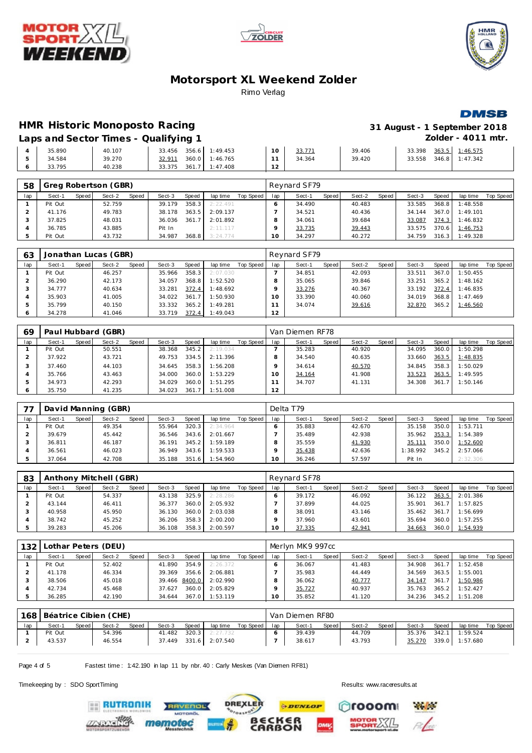# Motorsport XL Weekend Zolder

Rimo Verlag

## HMR Historic Monoposto Racing

**31 August - 1 September 2018**

### Laps and Sector Times - Qualifying 1

**Zolder - 4011 mtr.**

| lap | Sect-1 | Speed | Sect-2 | Speed | Sect-3 | Speed | lap time | Top Speed | lap | Sect-1 | Speed | Sect-2 | Speed | Sect-3 | Speed | lap time | Top Speed |
|---|---|---|---|---|---|---|---|---|---|---|---|---|---|---|---|---|---|
| 4 | 35.890 | | 40.107 | | 33.456 | 356.6 | 1:49.453 | | 10 | 33.771 | | 39.406 | | 33.398 | 363.5 | 1:46.575 | |
| 5 | 34.584 | | 39.270 | | 32.911 | 360.0 | 1:46.765 | | 11 | 34.364 | | 39.420 | | 33.558 | 346.8 | 1:47.342 | |
| 6 | 33.795 | | 40.238 | | 33.375 | 361.7 | 1:47.408 | | 12 | | | | | | | | |

### 58 Greg Robertson (GBR) — Reynard SF79

| lap | Sect-1 | Speed | Sect-2 | Speed | Sect-3 | Speed | lap time | Top Speed | lap | Sect-1 | Speed | Sect-2 | Speed | Sect-3 | Speed | lap time | Top Speed |
|---|---|---|---|---|---|---|---|---|---|---|---|---|---|---|---|---|---|
| 1 | Pit Out | | 52.759 | | 39.179 | 358.3 | 2:22.491 | | 6 | 34.490 | | 40.483 | | 33.585 | 368.8 | 1:48.558 | |
| 2 | 41.176 | | 49.783 | | 38.178 | 363.5 | 2:09.137 | | 7 | 34.521 | | 40.436 | | 34.144 | 367.0 | 1:49.101 | |
| 3 | 37.825 | | 48.031 | | 36.036 | 361.7 | 2:01.892 | | 8 | 34.061 | | 39.684 | | 33.087 | 374.3 | 1:46.832 | |
| 4 | 36.785 | | 43.885 | | Pit In | | 2:11.117 | | 9 | 33.735 | | 39.443 | | 33.575 | 370.6 | 1:46.753 | |
| 5 | Pit Out | | 43.732 | | 34.987 | 368.8 | 3:24.774 | | 10 | 34.297 | | 40.272 | | 34.759 | 316.3 | 1:49.328 | |

### 63 Jonathan Lucas (GBR) — Reynard SF79

| lap | Sect-1 | Speed | Sect-2 | Speed | Sect-3 | Speed | lap time | Top Speed | lap | Sect-1 | Speed | Sect-2 | Speed | Sect-3 | Speed | lap time | Top Speed |
|---|---|---|---|---|---|---|---|---|---|---|---|---|---|---|---|---|---|
| 1 | Pit Out | | 46.257 | | 35.966 | 358.3 | 2:07.030 | | 7 | 34.851 | | 42.093 | | 33.511 | 367.0 | 1:50.455 | |
| 2 | 36.290 | | 42.173 | | 34.057 | 368.8 | 1:52.520 | | 8 | 35.065 | | 39.846 | | 33.251 | 365.2 | 1:48.162 | |
| 3 | 34.777 | | 40.634 | | 33.281 | 372.4 | 1:48.692 | | 9 | 33.276 | | 40.367 | | 33.192 | 372.4 | 1:46.835 | |
| 4 | 35.903 | | 41.005 | | 34.022 | 361.7 | 1:50.930 | | 10 | 33.390 | | 40.060 | | 34.019 | 368.8 | 1:47.469 | |
| 5 | 35.799 | | 40.150 | | 33.332 | 365.2 | 1:49.281 | | 11 | 34.074 | | 39.616 | | 32.870 | 365.2 | 1:46.560 | |
| 6 | 34.278 | | 41.046 | | 33.719 | 372.4 | 1:49.043 | | 12 | | | | | | | | |

### 69 Paul Hubbard (GBR) — Van Diemen RF78

| lap | Sect-1 | Speed | Sect-2 | Speed | Sect-3 | Speed | lap time | Top Speed | lap | Sect-1 | Speed | Sect-2 | Speed | Sect-3 | Speed | lap time | Top Speed |
|---|---|---|---|---|---|---|---|---|---|---|---|---|---|---|---|---|---|
| 1 | Pit Out | | 50.551 | | 38.368 | 345.2 | 2:19.034 | | 7 | 35.283 | | 40.920 | | 34.095 | 360.0 | 1:50.298 | |
| 2 | 37.922 | | 43.721 | | 49.753 | 334.5 | 2:11.396 | | 8 | 34.540 | | 40.635 | | 33.660 | 363.5 | 1:48.835 | |
| 3 | 37.460 | | 44.103 | | 34.645 | 358.3 | 1:56.208 | | 9 | 34.614 | | 40.570 | | 34.845 | 358.3 | 1:50.029 | |
| 4 | 35.766 | | 43.463 | | 34.000 | 360.0 | 1:53.229 | | 10 | 34.164 | | 41.908 | | 33.523 | 363.5 | 1:49.595 | |
| 5 | 34.973 | | 42.293 | | 34.029 | 360.0 | 1:51.295 | | 11 | 34.707 | | 41.131 | | 34.308 | 361.7 | 1:50.146 | |
| 6 | 35.750 | | 41.235 | | 34.023 | 361.7 | 1:51.008 | | 12 | | | | | | | | |

### 77 David Manning (GBR) — Delta T79

| lap | Sect-1 | Speed | Sect-2 | Speed | Sect-3 | Speed | lap time | Top Speed | lap | Sect-1 | Speed | Sect-2 | Speed | Sect-3 | Speed | lap time | Top Speed |
|---|---|---|---|---|---|---|---|---|---|---|---|---|---|---|---|---|---|
| 1 | Pit Out | | 49.354 | | 55.964 | 320.3 | 2:34.964 | | 6 | 35.883 | | 42.670 | | 35.158 | 350.0 | 1:53.711 | |
| 2 | 39.679 | | 45.442 | | 36.546 | 343.6 | 2:01.667 | | 7 | 35.489 | | 42.938 | | 35.962 | 353.3 | 1:54.389 | |
| 3 | 36.811 | | 46.187 | | 36.191 | 345.2 | 1:59.189 | | 8 | 35.559 | | 41.930 | | 35.111 | 350.0 | 1:52.600 | |
| 4 | 36.561 | | 46.023 | | 36.949 | 343.6 | 1:59.533 | | 9 | 35.438 | | 42.636 | | 1:38.992 | 345.2 | 2:57.066 | |
| 5 | 37.064 | | 42.708 | | 35.188 | 351.6 | 1:54.960 | | 10 | 36.246 | | 57.597 | | Pit In | | 2:32.306 | |

### 83 Anthony Mitchell (GBR) — Reynard SF78

| lap | Sect-1 | Speed | Sect-2 | Speed | Sect-3 | Speed | lap time | Top Speed | lap | Sect-1 | Speed | Sect-2 | Speed | Sect-3 | Speed | lap time | Top Speed |
|---|---|---|---|---|---|---|---|---|---|---|---|---|---|---|---|---|---|
| 1 | Pit Out | | 54.337 | | 43.138 | 325.9 | 2:28.286 | | 6 | 39.172 | | 46.092 | | 36.122 | 363.5 | 2:01.386 | |
| 2 | 43.144 | | 46.411 | | 36.377 | 360.0 | 2:05.932 | | 7 | 37.899 | | 44.025 | | 35.901 | 361.7 | 1:57.825 | |
| 3 | 40.958 | | 45.950 | | 36.130 | 360.0 | 2:03.038 | | 8 | 38.091 | | 43.146 | | 35.462 | 361.7 | 1:56.699 | |
| 4 | 38.742 | | 45.252 | | 36.206 | 358.3 | 2:00.200 | | 9 | 37.960 | | 43.601 | | 35.694 | 360.0 | 1:57.255 | |
| 5 | 39.283 | | 45.206 | | 36.108 | 358.3 | 2:00.597 | | 10 | 37.335 | | 42.941 | | 34.663 | 360.0 | 1:54.939 | |

### 132 Lothar Peters (DEU) — Merlyn MK9 997cc

| lap | Sect-1 | Speed | Sect-2 | Speed | Sect-3 | Speed | lap time | Top Speed | lap | Sect-1 | Speed | Sect-2 | Speed | Sect-3 | Speed | lap time | Top Speed |
|---|---|---|---|---|---|---|---|---|---|---|---|---|---|---|---|---|---|
| 1 | Pit Out | | 52.402 | | 41.890 | 354.9 | 2:26.372 | | 6 | 36.067 | | 41.483 | | 34.908 | 361.7 | 1:52.458 | |
| 2 | 41.178 | | 46.334 | | 39.369 | 356.6 | 2:06.881 | | 7 | 35.983 | | 44.449 | | 34.569 | 363.5 | 1:55.001 | |
| 3 | 38.506 | | 45.018 | | 39.466 | 8400.0 | 2:02.990 | | 8 | 36.062 | | 40.777 | | 34.147 | 361.7 | 1:50.986 | |
| 4 | 42.734 | | 45.468 | | 37.627 | 360.0 | 2:05.829 | | 9 | 35.727 | | 40.937 | | 35.763 | 365.2 | 1:52.427 | |
| 5 | 36.285 | | 42.190 | | 34.644 | 367.0 | 1:53.119 | | 10 | 35.852 | | 41.120 | | 34.236 | 345.2 | 1:51.208 | |

### 168 Béatrice Cibien (CHE) — Van Diemen RF80

| lap | Sect-1 | Speed | Sect-2 | Speed | Sect-3 | Speed | lap time | Top Speed | lap | Sect-1 | Speed | Sect-2 | Speed | Sect-3 | Speed | lap time | Top Speed |
|---|---|---|---|---|---|---|---|---|---|---|---|---|---|---|---|---|---|
| 1 | Pit Out | | 54.396 | | 41.482 | 320.3 | 2:27.732 | | 6 | 39.439 | | 44.709 | | 35.376 | 342.1 | 1:59.524 | |
| 2 | 43.537 | | 46.554 | | 37.449 | 331.6 | 2:07.540 | | 7 | 38.617 | | 43.793 | | 35.270 | 339.0 | 1:57.680 | |

Fastest time : 1:42.190 in lap 11 by nbr. 40 : Carly Meskes (Van Diemen RF81)

Timekeeping by : SDO SportTiming

Results: www.raceresults.at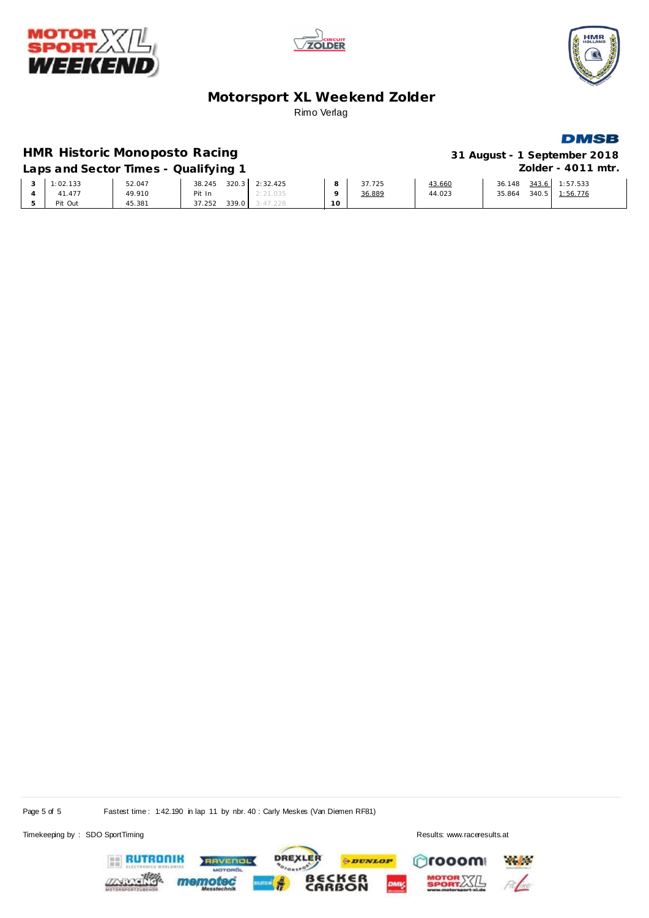# Motorsport XL Weekend Zolder

Rimo Verlag

DMSB

## HMR Historic Monoposto Racing

**31 August - 1 September 2018**

### Laps and Sector Times - Qualifying 1

**Zolder - 4011 mtr.**

| | | | | | | | | | | | |
|---|---|---|---|---|---|---|---|---|---|---|---|
| 3 | 1:02.133 | 52.047 | 38.245 | 320.3 | 2:32.425 | 8 | 37.725 | 43.660 | 36.148 | 343.6 | 1:57.533 |
| 4 | 41.477 | 49.910 | Pit In | | 2:21.035 | 9 | 36.889 | 44.023 | 35.864 | 340.5 | 1:56.776 |
| 5 | Pit Out | 45.381 | 37.252 | 339.0 | 3:47.228 | 10 | | | | | |

Fastest time : 1:42.190 in lap 11 by nbr. 40 : Carly Meskes (Van Diemen RF81)

Timekeeping by : SDO SportTiming

Results: www.raceresults.at